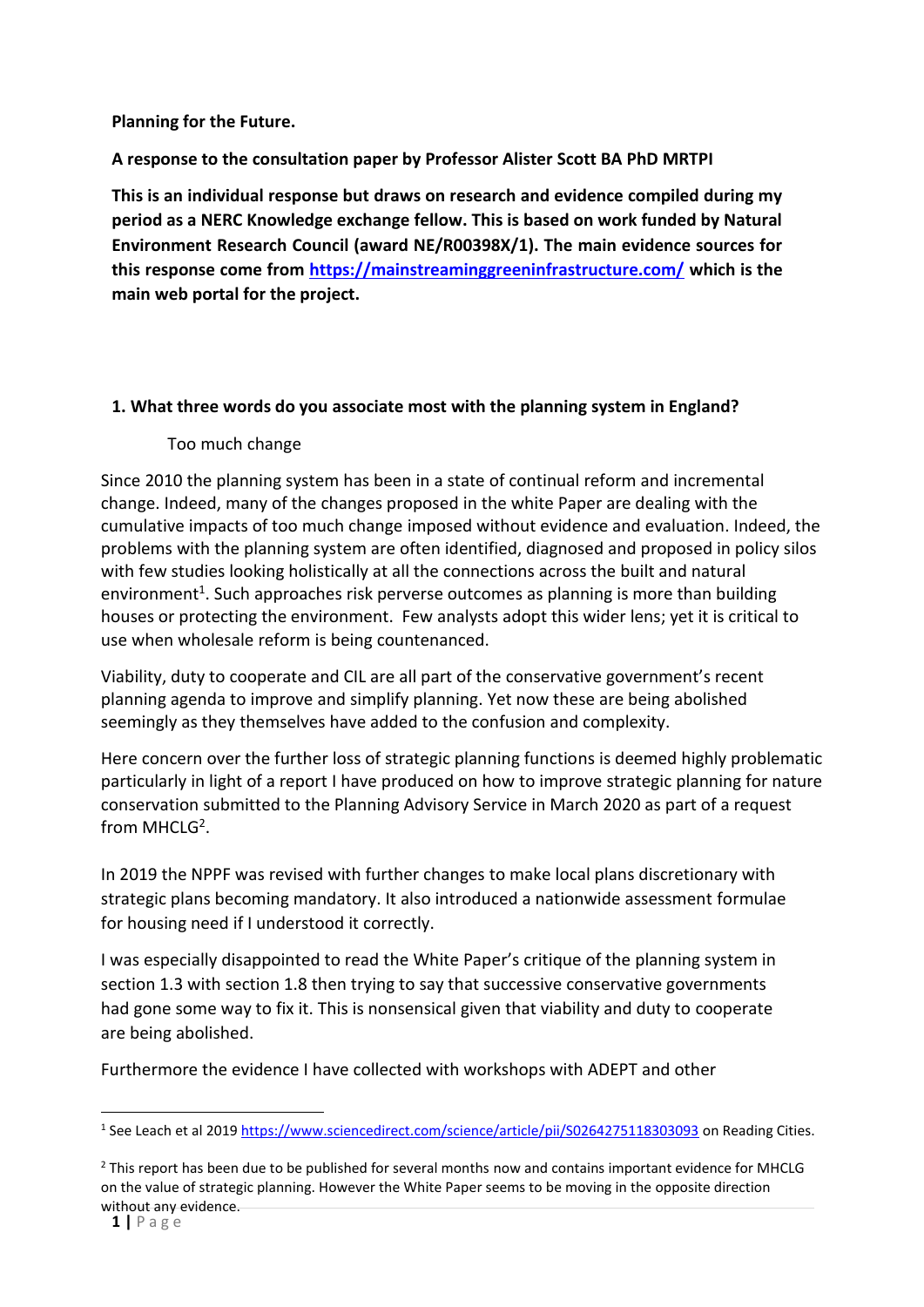**Planning for the Future.**

**A response to the consultation paper by Professor Alister Scott BA PhD MRTPI**

**This is an individual response but draws on research and evidence compiled during my period as a NERC Knowledge exchange fellow. This is based on work funded by Natural Environment Research Council (award NE/R00398X/1). The main evidence sources for this response come from https://mainstreaminggreeninfrastructure.com/ which is the main web portal for the project.**

**1. What three words do you associate most with the planning system in England?**

Too much change

Since 2010 the planning system has been in a state of continual reform and incremental change. Indeed, many of the changes proposed in the white Paper are dealing with the cumulative impacts of too much change imposed without evidence and evaluation. Indeed, the problems with the planning system are often identified, diagnosed and proposed in policy silos with few studies looking holistically at all the connections across the built and natural environment[1]. Such approaches risk perverse outcomes as planning is more than building houses or protecting the environment. Few analysts adopt this wider lens; yet it is critical to use when wholesale reform is being countenanced.

Viability, duty to cooperate and CIL are all part of the conservative government's recent planning agenda to improve and simplify planning. Yet now these are being abolished seemingly as they themselves have added to the confusion and complexity.

Here concern over the further loss of strategic planning functions is deemed highly problematic particularly in light of a report I have produced on how to improve strategic planning for nature conservation submitted to the Planning Advisory Service in March 2020 as part of a request from MHCLG[2].

In 2019 the NPPF was revised with further changes to make local plans discretionary with strategic plans becoming mandatory. It also introduced a nationwide assessment formulae for housing need if I understood it correctly.

I was especially disappointed to read the White Paper's critique of the planning system in section 1.3 with section 1.8 then trying to say that successive conservative governments had gone some way to fix it. This is nonsensical given that viability and duty to cooperate are being abolished.

Furthermore the evidence I have collected with workshops with ADEPT and other

---

[1] See Leach et al 2019 https://www.sciencedirect.com/science/article/pii/S0264275118303093 on Reading Cities.

[2] This report has been due to be published for several months now and contains important evidence for MHCLG on the value of strategic planning. However the White Paper seems to be moving in the opposite direction without any evidence.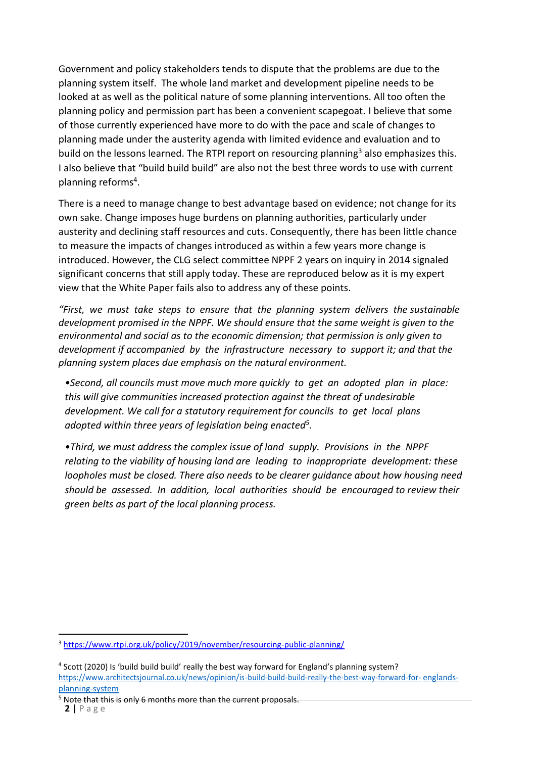Government and policy stakeholders tends to dispute that the problems are due to the planning system itself. The whole land market and development pipeline needs to be looked at as well as the political nature of some planning interventions. All too often the planning policy and permission part has been a convenient scapegoat. I believe that some of those currently experienced have more to do with the pace and scale of changes to planning made under the austerity agenda with limited evidence and evaluation and to build on the lessons learned. The RTPI report on resourcing planning[3] also emphasizes this. I also believe that "build build build" are also not the best three words to use with current planning reforms[4].

There is a need to manage change to best advantage based on evidence; not change for its own sake. Change imposes huge burdens on planning authorities, particularly under austerity and declining staff resources and cuts. Consequently, there has been little chance to measure the impacts of changes introduced as within a few years more change is introduced. However, the CLG select committee NPPF 2 years on inquiry in 2014 signaled significant concerns that still apply today. These are reproduced below as it is my expert view that the White Paper fails also to address any of these points.

*"First, we must take steps to ensure that the planning system delivers the sustainable development promised in the NPPF. We should ensure that the same weight is given to the environmental and social as to the economic dimension; that permission is only given to development if accompanied by the infrastructure necessary to support it; and that the planning system places due emphasis on the natural environment.*

- *Second, all councils must move much more quickly to get an adopted plan in place: this will give communities increased protection against the threat of undesirable development. We call for a statutory requirement for councils to get local plans adopted within three years of legislation being enacted[5].*
- *Third, we must address the complex issue of land supply. Provisions in the NPPF relating to the viability of housing land are leading to inappropriate development: these loopholes must be closed. There also needs to be clearer guidance about how housing need should be assessed. In addition, local authorities should be encouraged to review their green belts as part of the local planning process.*

---

[3] https://www.rtpi.org.uk/policy/2019/november/resourcing-public-planning/

[4] Scott (2020) Is 'build build build' really the best way forward for England's planning system? https://www.architectsjournal.co.uk/news/opinion/is-build-build-build-really-the-best-way-forward-for-englands-planning-system

[5] Note that this is only 6 months more than the current proposals.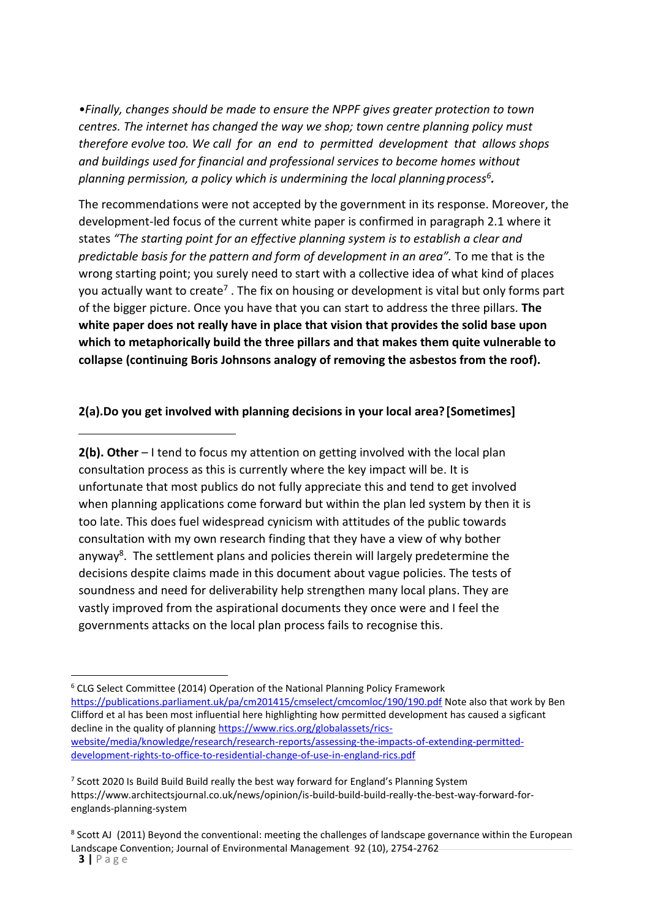*•Finally, changes should be made to ensure the NPPF gives greater protection to town centres. The internet has changed the way we shop; town centre planning policy must therefore evolve too. We call for an end to permitted development that allows shops and buildings used for financial and professional services to become homes without planning permission, a policy which is undermining the local planning process[6].*

The recommendations were not accepted by the government in its response. Moreover, the development-led focus of the current white paper is confirmed in paragraph 2.1 where it states *"The starting point for an effective planning system is to establish a clear and predictable basis for the pattern and form of development in an area".* To me that is the wrong starting point; you surely need to start with a collective idea of what kind of places you actually want to create[7] . The fix on housing or development is vital but only forms part of the bigger picture. Once you have that you can start to address the three pillars. **The white paper does not really have in place that vision that provides the solid base upon which to metaphorically build the three pillars and that makes them quite vulnerable to collapse (continuing Boris Johnsons analogy of removing the asbestos from the roof).**

**2(a).Do you get involved with planning decisions in your local area? [Sometimes]**

**2(b). Other** – I tend to focus my attention on getting involved with the local plan consultation process as this is currently where the key impact will be. It is unfortunate that most publics do not fully appreciate this and tend to get involved when planning applications come forward but within the plan led system by then it is too late. This does fuel widespread cynicism with attitudes of the public towards consultation with my own research finding that they have a view of why bother anyway[8]. The settlement plans and policies therein will largely predetermine the decisions despite claims made in this document about vague policies. The tests of soundness and need for deliverability help strengthen many local plans. They are vastly improved from the aspirational documents they once were and I feel the governments attacks on the local plan process fails to recognise this.

---

[6] CLG Select Committee (2014) Operation of the National Planning Policy Framework https://publications.parliament.uk/pa/cm201415/cmselect/cmcomloc/190/190.pdf Note also that work by Ben Clifford et al has been most influential here highlighting how permitted development has caused a sigficant decline in the quality of planning https://www.rics.org/globalassets/rics-website/media/knowledge/research/research-reports/assessing-the-impacts-of-extending-permitted-development-rights-to-office-to-residential-change-of-use-in-england-rics.pdf

[7] Scott 2020 Is Build Build Build really the best way forward for England's Planning System https://www.architectsjournal.co.uk/news/opinion/is-build-build-build-really-the-best-way-forward-for-englands-planning-system

[8] Scott AJ (2011) Beyond the conventional: meeting the challenges of landscape governance within the European Landscape Convention; Journal of Environmental Management 92 (10), 2754-2762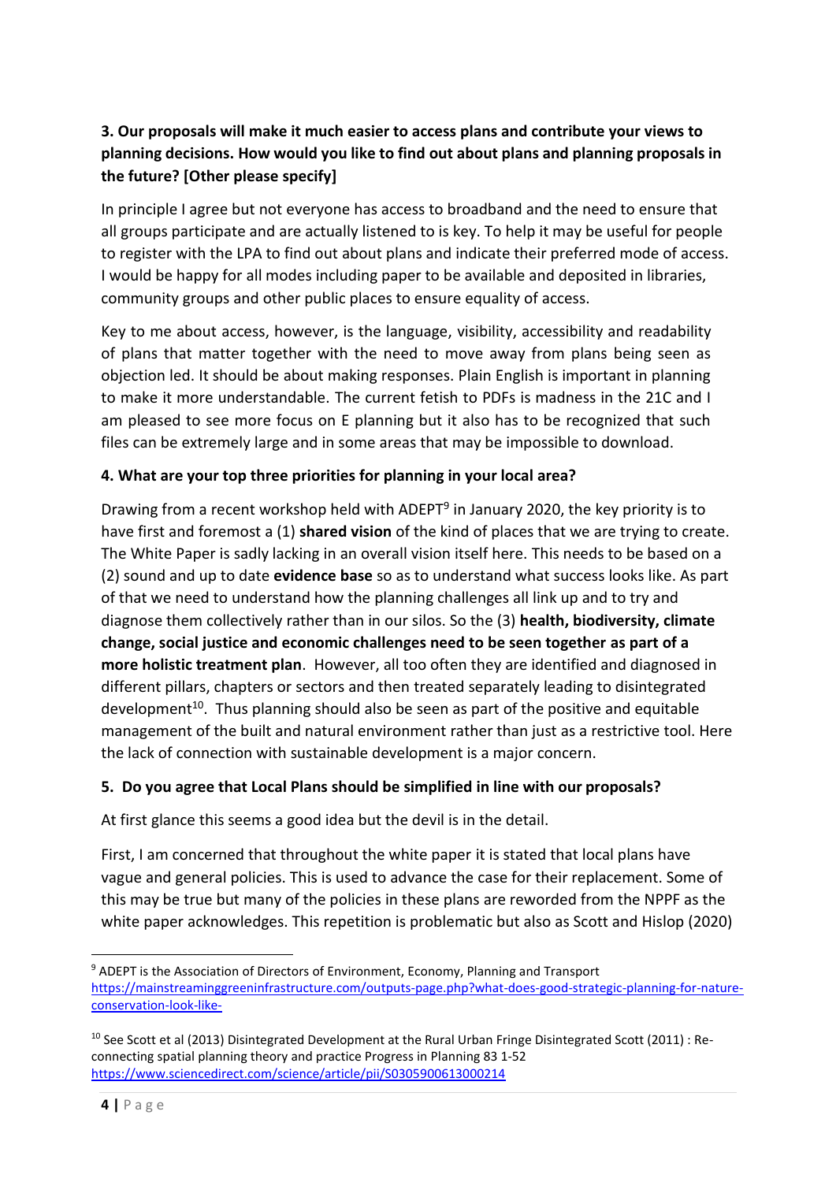**3. Our proposals will make it much easier to access plans and contribute your views to planning decisions. How would you like to find out about plans and planning proposals in the future? [Other please specify]**

In principle I agree but not everyone has access to broadband and the need to ensure that all groups participate and are actually listened to is key. To help it may be useful for people to register with the LPA to find out about plans and indicate their preferred mode of access. I would be happy for all modes including paper to be available and deposited in libraries, community groups and other public places to ensure equality of access.

Key to me about access, however, is the language, visibility, accessibility and readability of plans that matter together with the need to move away from plans being seen as objection led. It should be about making responses. Plain English is important in planning to make it more understandable. The current fetish to PDFs is madness in the 21C and I am pleased to see more focus on E planning but it also has to be recognized that such files can be extremely large and in some areas that may be impossible to download.

**4. What are your top three priorities for planning in your local area?**

Drawing from a recent workshop held with ADEPT[9] in January 2020, the key priority is to have first and foremost a (1) **shared vision** of the kind of places that we are trying to create. The White Paper is sadly lacking in an overall vision itself here. This needs to be based on a (2) sound and up to date **evidence base** so as to understand what success looks like. As part of that we need to understand how the planning challenges all link up and to try and diagnose them collectively rather than in our silos. So the (3) **health, biodiversity, climate change, social justice and economic challenges need to be seen together as part of a more holistic treatment plan**. However, all too often they are identified and diagnosed in different pillars, chapters or sectors and then treated separately leading to disintegrated development[10]. Thus planning should also be seen as part of the positive and equitable management of the built and natural environment rather than just as a restrictive tool. Here the lack of connection with sustainable development is a major concern.

**5. Do you agree that Local Plans should be simplified in line with our proposals?**

At first glance this seems a good idea but the devil is in the detail.

First, I am concerned that throughout the white paper it is stated that local plans have vague and general policies. This is used to advance the case for their replacement. Some of this may be true but many of the policies in these plans are reworded from the NPPF as the white paper acknowledges. This repetition is problematic but also as Scott and Hislop (2020)

---

[9] ADEPT is the Association of Directors of Environment, Economy, Planning and Transport https://mainstreaminggreeninfrastructure.com/outputs-page.php?what-does-good-strategic-planning-for-nature-conservation-look-like-

[10] See Scott et al (2013) Disintegrated Development at the Rural Urban Fringe Disintegrated Scott (2011) : Re-connecting spatial planning theory and practice Progress in Planning 83 1-52 https://www.sciencedirect.com/science/article/pii/S0305900613000214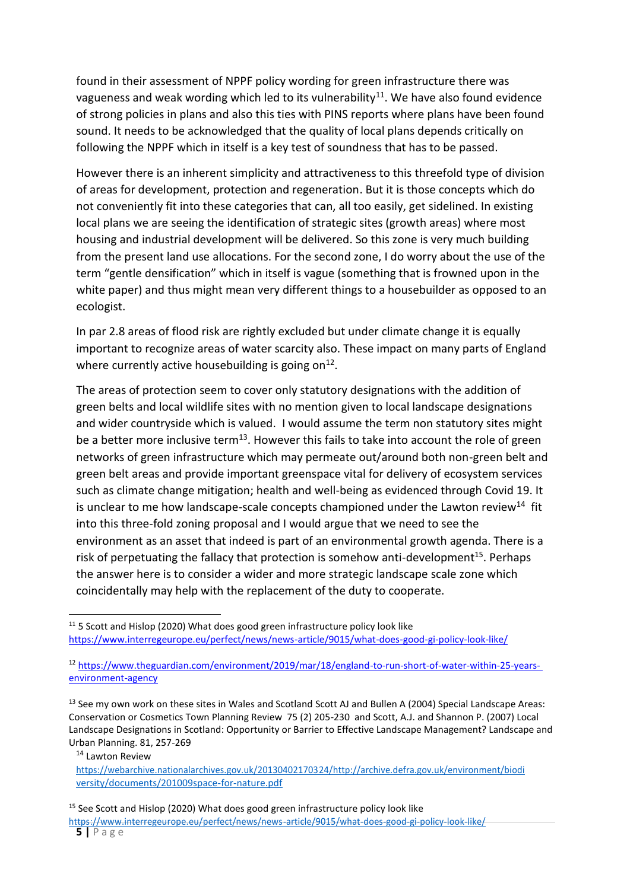found in their assessment of NPPF policy wording for green infrastructure there was vagueness and weak wording which led to its vulnerability[11]. We have also found evidence of strong policies in plans and also this ties with PINS reports where plans have been found sound. It needs to be acknowledged that the quality of local plans depends critically on following the NPPF which in itself is a key test of soundness that has to be passed.

However there is an inherent simplicity and attractiveness to this threefold type of division of areas for development, protection and regeneration. But it is those concepts which do not conveniently fit into these categories that can, all too easily, get sidelined. In existing local plans we are seeing the identification of strategic sites (growth areas) where most housing and industrial development will be delivered. So this zone is very much building from the present land use allocations. For the second zone, I do worry about the use of the term "gentle densification" which in itself is vague (something that is frowned upon in the white paper) and thus might mean very different things to a housebuilder as opposed to an ecologist.

In par 2.8 areas of flood risk are rightly excluded but under climate change it is equally important to recognize areas of water scarcity also. These impact on many parts of England where currently active housebuilding is going on[12].

The areas of protection seem to cover only statutory designations with the addition of green belts and local wildlife sites with no mention given to local landscape designations and wider countryside which is valued. I would assume the term non statutory sites might be a better more inclusive term[13]. However this fails to take into account the role of green networks of green infrastructure which may permeate out/around both non-green belt and green belt areas and provide important greenspace vital for delivery of ecosystem services such as climate change mitigation; health and well-being as evidenced through Covid 19. It is unclear to me how landscape-scale concepts championed under the Lawton review[14] fit into this three-fold zoning proposal and I would argue that we need to see the environment as an asset that indeed is part of an environmental growth agenda. There is a risk of perpetuating the fallacy that protection is somehow anti-development[15]. Perhaps the answer here is to consider a wider and more strategic landscape scale zone which coincidentally may help with the replacement of the duty to cooperate.

---

[11] 5 Scott and Hislop (2020) What does good green infrastructure policy look like https://www.interregeurope.eu/perfect/news/news-article/9015/what-does-good-gi-policy-look-like/

[12] https://www.theguardian.com/environment/2019/mar/18/england-to-run-short-of-water-within-25-years-environment-agency

[13] See my own work on these sites in Wales and Scotland Scott AJ and Bullen A (2004) Special Landscape Areas: Conservation or Cosmetics Town Planning Review 75 (2) 205-230 and Scott, A.J. and Shannon P. (2007) Local Landscape Designations in Scotland: Opportunity or Barrier to Effective Landscape Management? Landscape and Urban Planning. 81, 257-269

[14] Lawton Review https://webarchive.nationalarchives.gov.uk/20130402170324/http://archive.defra.gov.uk/environment/biodiversity/documents/201009space-for-nature.pdf

[15] See Scott and Hislop (2020) What does good green infrastructure policy look like https://www.interregeurope.eu/perfect/news/news-article/9015/what-does-good-gi-policy-look-like/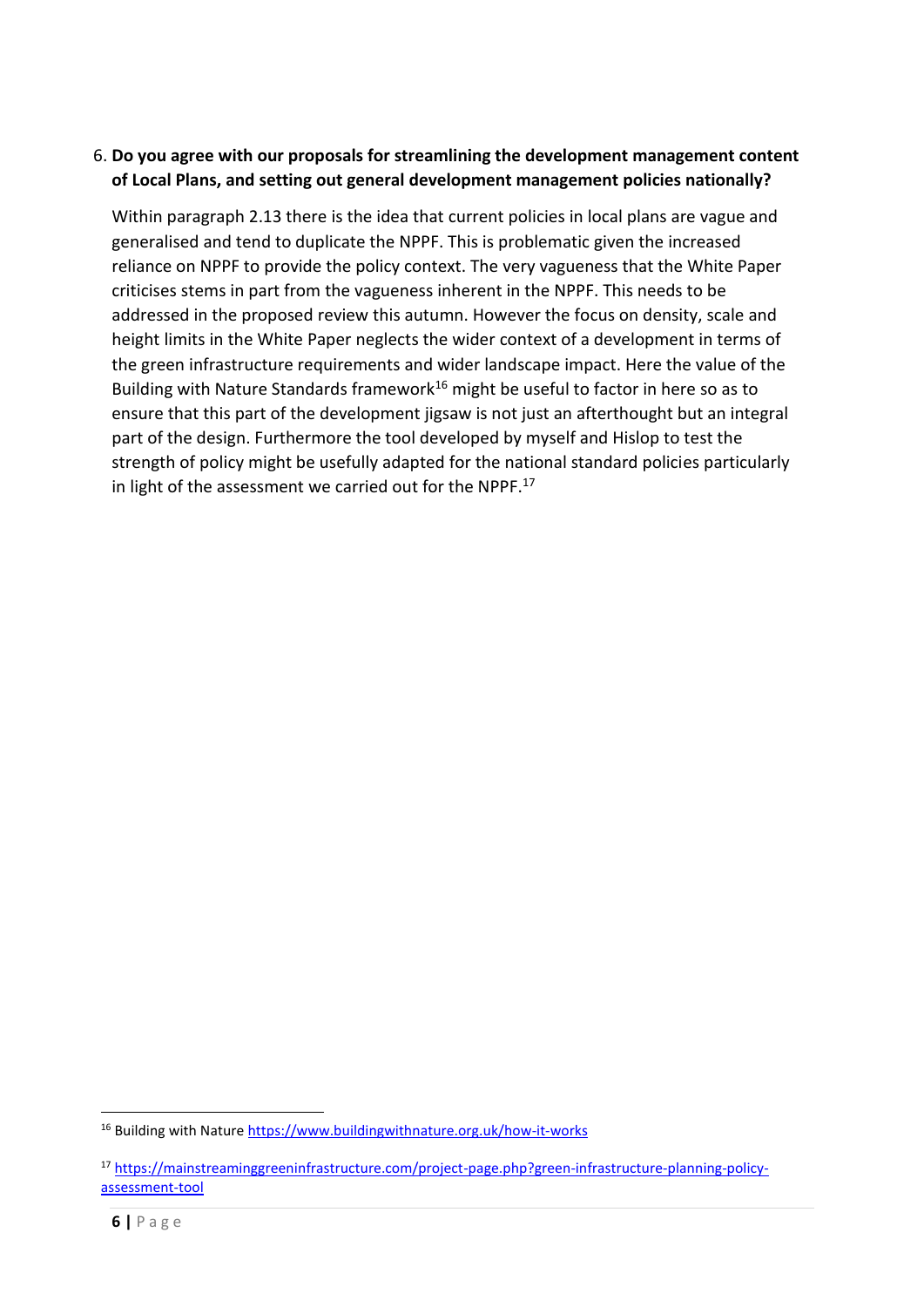6. **Do you agree with our proposals for streamlining the development management content of Local Plans, and setting out general development management policies nationally?**

   Within paragraph 2.13 there is the idea that current policies in local plans are vague and generalised and tend to duplicate the NPPF. This is problematic given the increased reliance on NPPF to provide the policy context. The very vagueness that the White Paper criticises stems in part from the vagueness inherent in the NPPF. This needs to be addressed in the proposed review this autumn. However the focus on density, scale and height limits in the White Paper neglects the wider context of a development in terms of the green infrastructure requirements and wider landscape impact. Here the value of the Building with Nature Standards framework[16] might be useful to factor in here so as to ensure that this part of the development jigsaw is not just an afterthought but an integral part of the design. Furthermore the tool developed by myself and Hislop to test the strength of policy might be usefully adapted for the national standard policies particularly in light of the assessment we carried out for the NPPF.[17]

---

[16] Building with Nature https://www.buildingwithnature.org.uk/how-it-works

[17] https://mainstreaminggreeninfrastructure.com/project-page.php?green-infrastructure-planning-policy-assessment-tool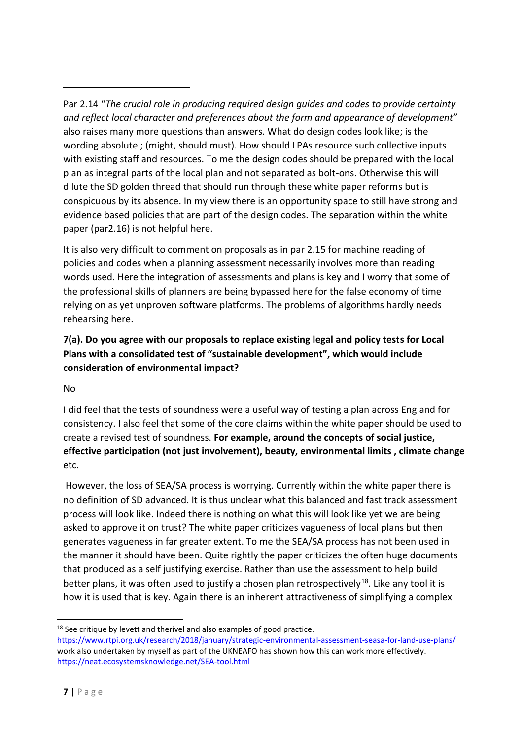Par 2.14 "*The crucial role in producing required design guides and codes to provide certainty and reflect local character and preferences about the form and appearance of development*" also raises many more questions than answers. What do design codes look like; is the wording absolute ; (might, should must). How should LPAs resource such collective inputs with existing staff and resources. To me the design codes should be prepared with the local plan as integral parts of the local plan and not separated as bolt-ons. Otherwise this will dilute the SD golden thread that should run through these white paper reforms but is conspicuous by its absence. In my view there is an opportunity space to still have strong and evidence based policies that are part of the design codes. The separation within the white paper (par2.16) is not helpful here.

It is also very difficult to comment on proposals as in par 2.15 for machine reading of policies and codes when a planning assessment necessarily involves more than reading words used. Here the integration of assessments and plans is key and I worry that some of the professional skills of planners are being bypassed here for the false economy of time relying on as yet unproven software platforms. The problems of algorithms hardly needs rehearsing here.

**7(a). Do you agree with our proposals to replace existing legal and policy tests for Local Plans with a consolidated test of "sustainable development", which would include consideration of environmental impact?**

No

I did feel that the tests of soundness were a useful way of testing a plan across England for consistency. I also feel that some of the core claims within the white paper should be used to create a revised test of soundness. **For example, around the concepts of social justice, effective participation (not just involvement), beauty, environmental limits , climate change** etc.

However, the loss of SEA/SA process is worrying. Currently within the white paper there is no definition of SD advanced. It is thus unclear what this balanced and fast track assessment process will look like. Indeed there is nothing on what this will look like yet we are being asked to approve it on trust? The white paper criticizes vagueness of local plans but then generates vagueness in far greater extent. To me the SEA/SA process has not been used in the manner it should have been. Quite rightly the paper criticizes the often huge documents that produced as a self justifying exercise. Rather than use the assessment to help build better plans, it was often used to justify a chosen plan retrospectively[18]. Like any tool it is how it is used that is key. Again there is an inherent attractiveness of simplifying a complex

---

[18] See critique by levett and therivel and also examples of good practice. https://www.rtpi.org.uk/research/2018/january/strategic-environmental-assessment-seasa-for-land-use-plans/ work also undertaken by myself as part of the UKNEAFO has shown how this can work more effectively. https://neat.ecosystemsknowledge.net/SEA-tool.html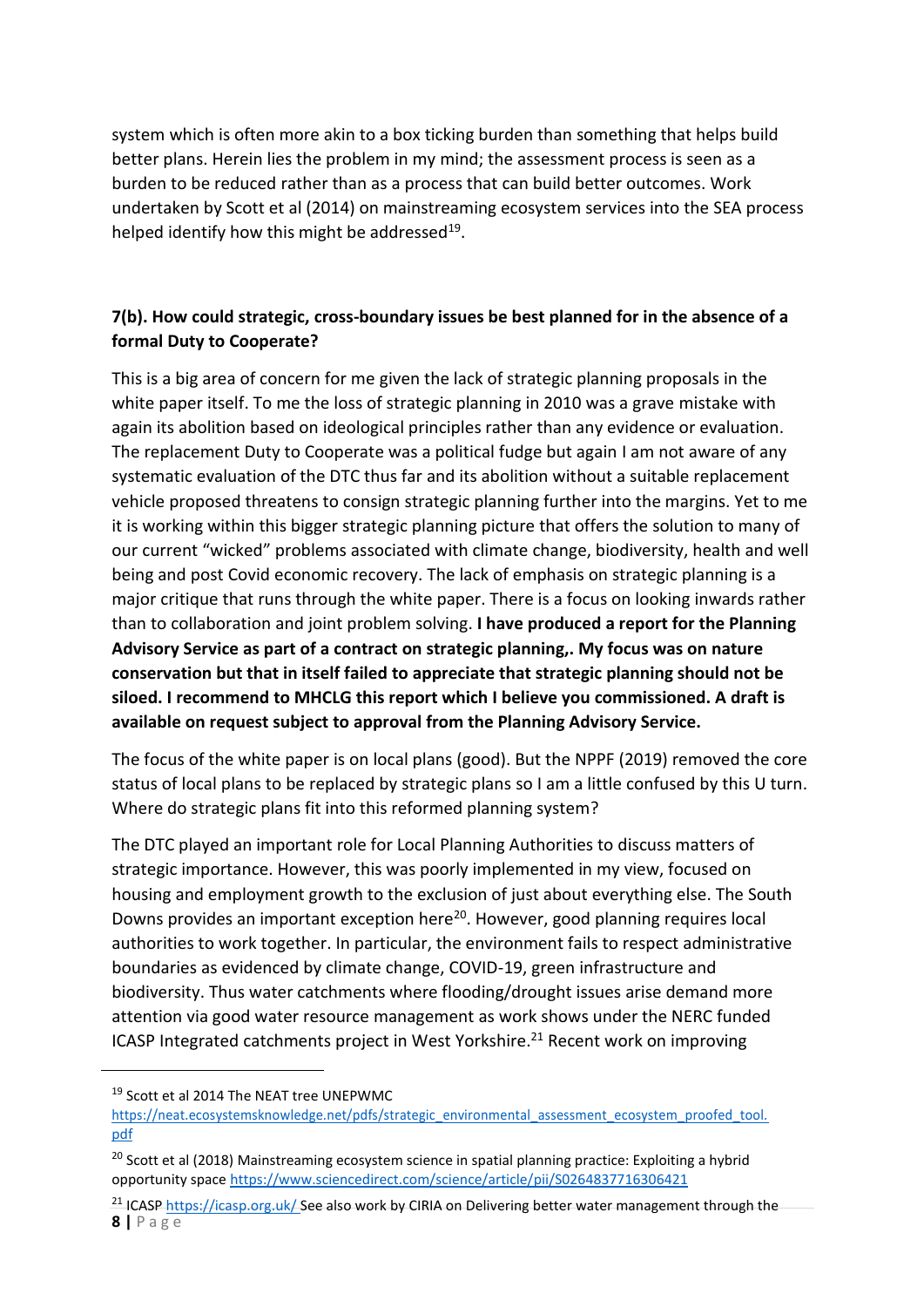system which is often more akin to a box ticking burden than something that helps build better plans. Herein lies the problem in my mind; the assessment process is seen as a burden to be reduced rather than as a process that can build better outcomes. Work undertaken by Scott et al (2014) on mainstreaming ecosystem services into the SEA process helped identify how this might be addressed[19].

### 7(b). How could strategic, cross-boundary issues be best planned for in the absence of a formal Duty to Cooperate?

This is a big area of concern for me given the lack of strategic planning proposals in the white paper itself. To me the loss of strategic planning in 2010 was a grave mistake with again its abolition based on ideological principles rather than any evidence or evaluation. The replacement Duty to Cooperate was a political fudge but again I am not aware of any systematic evaluation of the DTC thus far and its abolition without a suitable replacement vehicle proposed threatens to consign strategic planning further into the margins. Yet to me it is working within this bigger strategic planning picture that offers the solution to many of our current "wicked" problems associated with climate change, biodiversity, health and well being and post Covid economic recovery. The lack of emphasis on strategic planning is a major critique that runs through the white paper. There is a focus on looking inwards rather than to collaboration and joint problem solving. **I have produced a report for the Planning Advisory Service as part of a contract on strategic planning,. My focus was on nature conservation but that in itself failed to appreciate that strategic planning should not be siloed. I recommend to MHCLG this report which I believe you commissioned. A draft is available on request subject to approval from the Planning Advisory Service.**

The focus of the white paper is on local plans (good). But the NPPF (2019) removed the core status of local plans to be replaced by strategic plans so I am a little confused by this U turn. Where do strategic plans fit into this reformed planning system?

The DTC played an important role for Local Planning Authorities to discuss matters of strategic importance. However, this was poorly implemented in my view, focused on housing and employment growth to the exclusion of just about everything else. The South Downs provides an important exception here[20]. However, good planning requires local authorities to work together. In particular, the environment fails to respect administrative boundaries as evidenced by climate change, COVID-19, green infrastructure and biodiversity. Thus water catchments where flooding/drought issues arise demand more attention via good water resource management as work shows under the NERC funded ICASP Integrated catchments project in West Yorkshire.[21] Recent work on improving

---

[19] Scott et al 2014 The NEAT tree UNEPWMC https://neat.ecosystemsknowledge.net/pdfs/strategic_environmental_assessment_ecosystem_proofed_tool.pdf

[20] Scott et al (2018) Mainstreaming ecosystem science in spatial planning practice: Exploiting a hybrid opportunity space https://www.sciencedirect.com/science/article/pii/S0264837716306421

[21] ICASP https://icasp.org.uk/ See also work by CIRIA on Delivering better water management through the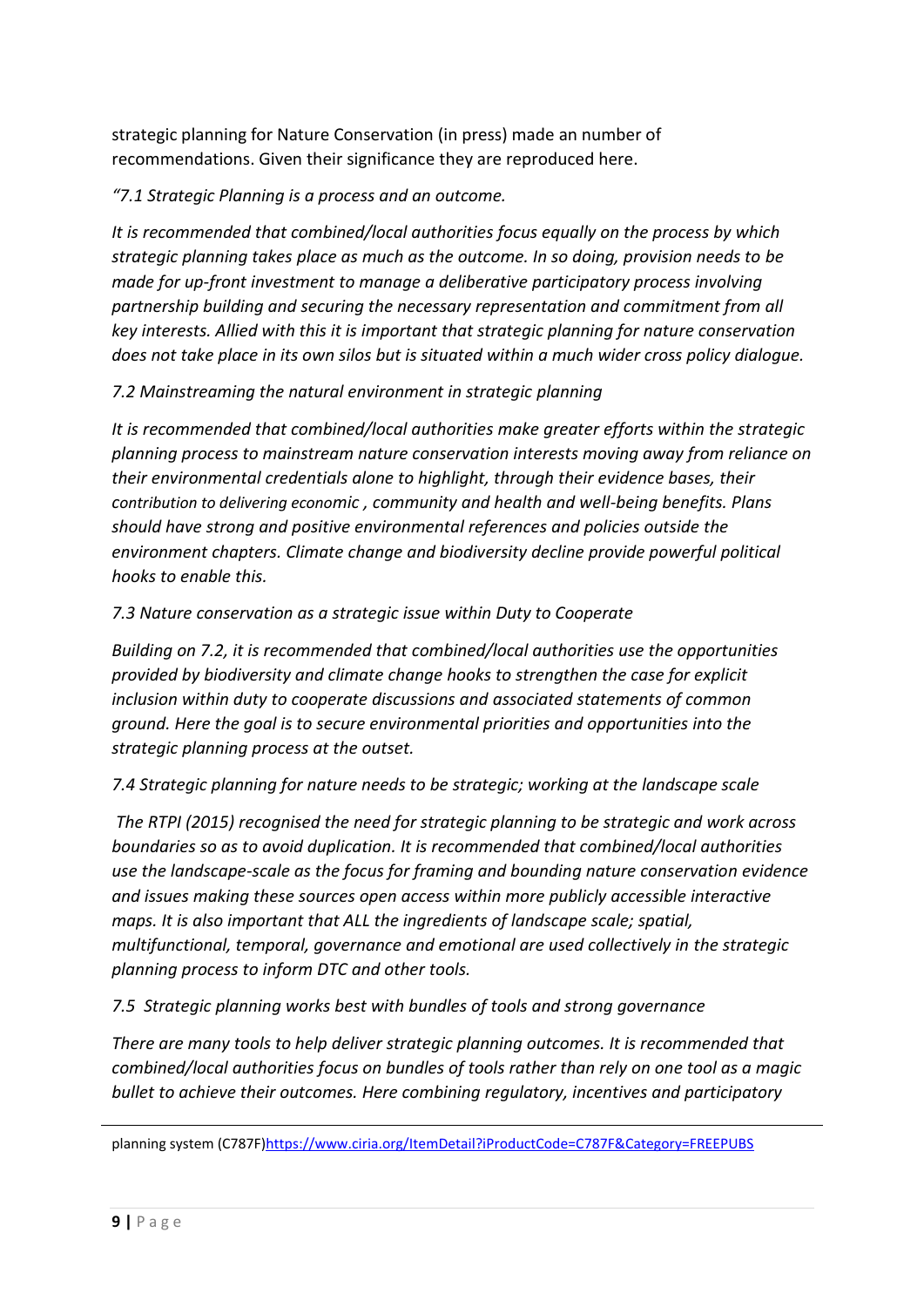strategic planning for Nature Conservation (in press) made an number of recommendations. Given their significance they are reproduced here.

*"7.1 Strategic Planning is a process and an outcome.*

*It is recommended that combined/local authorities focus equally on the process by which strategic planning takes place as much as the outcome. In so doing, provision needs to be made for up-front investment to manage a deliberative participatory process involving partnership building and securing the necessary representation and commitment from all key interests. Allied with this it is important that strategic planning for nature conservation does not take place in its own silos but is situated within a much wider cross policy dialogue.*

*7.2 Mainstreaming the natural environment in strategic planning*

*It is recommended that combined/local authorities make greater efforts within the strategic planning process to mainstream nature conservation interests moving away from reliance on their environmental credentials alone to highlight, through their evidence bases, their contribution to delivering economic , community and health and well-being benefits. Plans should have strong and positive environmental references and policies outside the environment chapters. Climate change and biodiversity decline provide powerful political hooks to enable this.*

*7.3 Nature conservation as a strategic issue within Duty to Cooperate*

*Building on 7.2, it is recommended that combined/local authorities use the opportunities provided by biodiversity and climate change hooks to strengthen the case for explicit inclusion within duty to cooperate discussions and associated statements of common ground. Here the goal is to secure environmental priorities and opportunities into the strategic planning process at the outset.*

*7.4 Strategic planning for nature needs to be strategic; working at the landscape scale*

*The RTPI (2015) recognised the need for strategic planning to be strategic and work across boundaries so as to avoid duplication. It is recommended that combined/local authorities use the landscape-scale as the focus for framing and bounding nature conservation evidence and issues making these sources open access within more publicly accessible interactive maps. It is also important that ALL the ingredients of landscape scale; spatial, multifunctional, temporal, governance and emotional are used collectively in the strategic planning process to inform DTC and other tools.*

*7.5 Strategic planning works best with bundles of tools and strong governance*

*There are many tools to help deliver strategic planning outcomes. It is recommended that combined/local authorities focus on bundles of tools rather than rely on one tool as a magic bullet to achieve their outcomes. Here combining regulatory, incentives and participatory*

---

planning system (C787F)https://www.ciria.org/ItemDetail?iProductCode=C787F&Category=FREEPUBS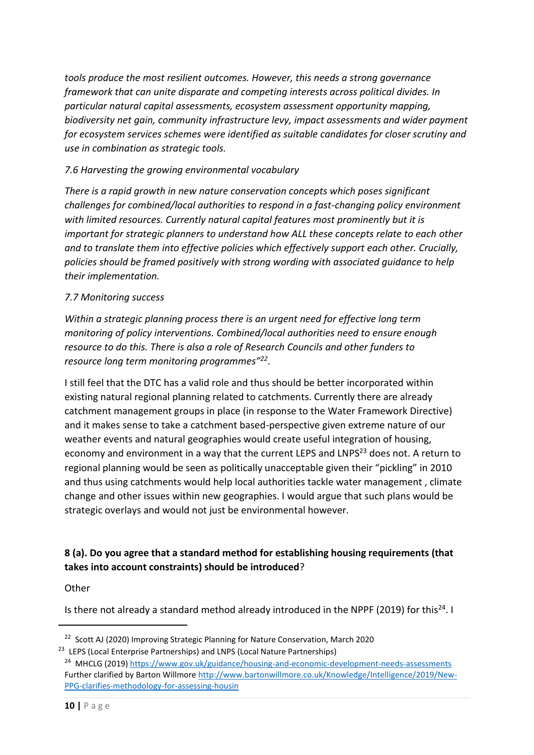*tools produce the most resilient outcomes. However, this needs a strong governance framework that can unite disparate and competing interests across political divides. In particular natural capital assessments, ecosystem assessment opportunity mapping, biodiversity net gain, community infrastructure levy, impact assessments and wider payment for ecosystem services schemes were identified as suitable candidates for closer scrutiny and use in combination as strategic tools.*

*7.6 Harvesting the growing environmental vocabulary*

*There is a rapid growth in new nature conservation concepts which poses significant challenges for combined/local authorities to respond in a fast-changing policy environment with limited resources. Currently natural capital features most prominently but it is important for strategic planners to understand how ALL these concepts relate to each other and to translate them into effective policies which effectively support each other. Crucially, policies should be framed positively with strong wording with associated guidance to help their implementation.*

*7.7 Monitoring success*

*Within a strategic planning process there is an urgent need for effective long term monitoring of policy interventions. Combined/local authorities need to ensure enough resource to do this. There is also a role of Research Councils and other funders to resource long term monitoring programmes"[22]*.

I still feel that the DTC has a valid role and thus should be better incorporated within existing natural regional planning related to catchments. Currently there are already catchment management groups in place (in response to the Water Framework Directive) and it makes sense to take a catchment based-perspective given extreme nature of our weather events and natural geographies would create useful integration of housing, economy and environment in a way that the current LEPS and LNPS[23] does not. A return to regional planning would be seen as politically unacceptable given their "pickling" in 2010 and thus using catchments would help local authorities tackle water management , climate change and other issues within new geographies. I would argue that such plans would be strategic overlays and would not just be environmental however.

**8 (a). Do you agree that a standard method for establishing housing requirements (that takes into account constraints) should be introduced**?

Other

Is there not already a standard method already introduced in the NPPF (2019) for this[24]. I

[22] Scott AJ (2020) Improving Strategic Planning for Nature Conservation, March 2020

[23] LEPS (Local Enterprise Partnerships) and LNPS (Local Nature Partnerships)

[24] MHCLG (2019) https://www.gov.uk/guidance/housing-and-economic-development-needs-assessments Further clarified by Barton Willmore http://www.bartonwillmore.co.uk/Knowledge/Intelligence/2019/New-PPG-clarifies-methodology-for-assessing-housin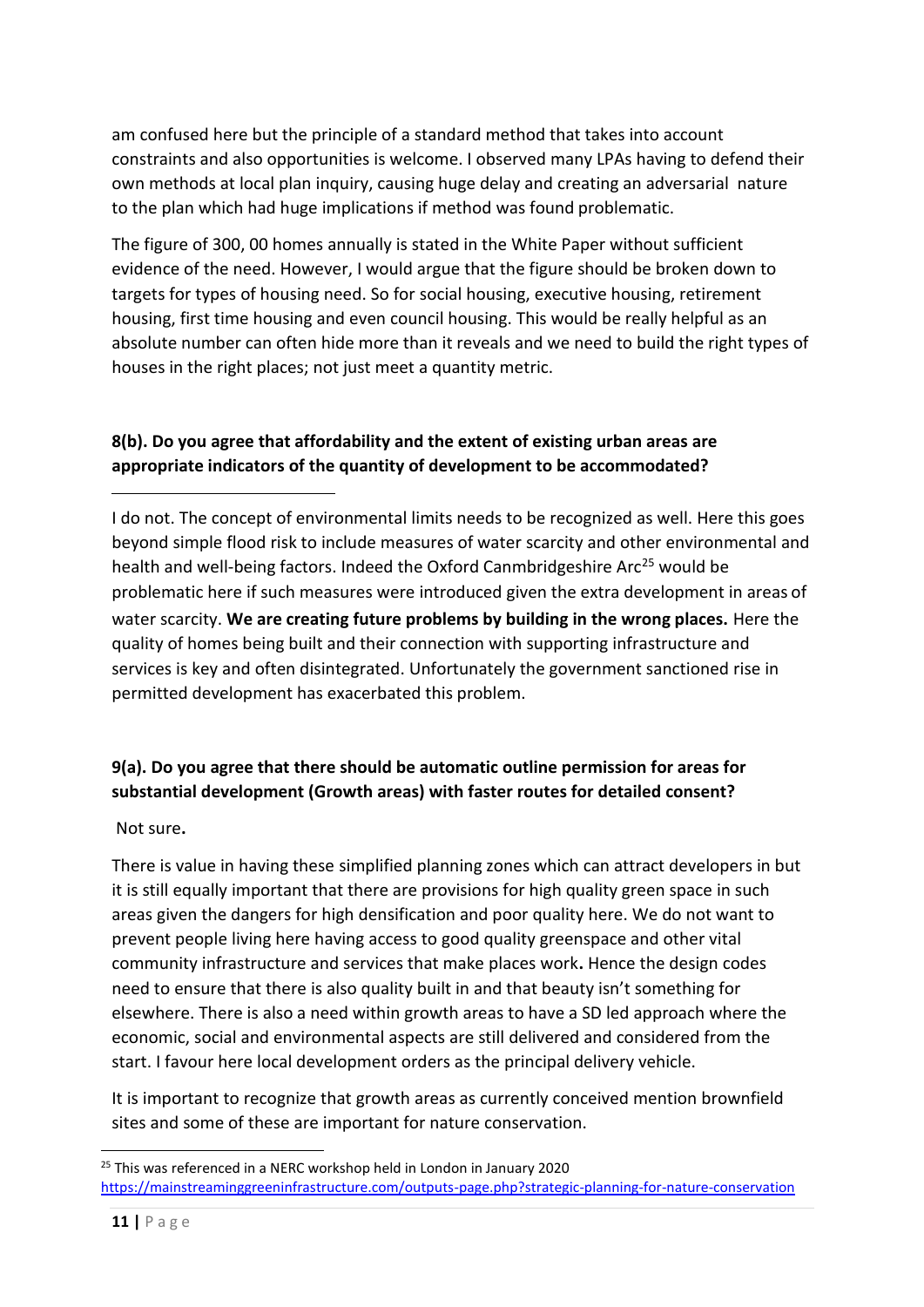am confused here but the principle of a standard method that takes into account constraints and also opportunities is welcome. I observed many LPAs having to defend their own methods at local plan inquiry, causing huge delay and creating an adversarial nature to the plan which had huge implications if method was found problematic.

The figure of 300, 00 homes annually is stated in the White Paper without sufficient evidence of the need. However, I would argue that the figure should be broken down to targets for types of housing need. So for social housing, executive housing, retirement housing, first time housing and even council housing. This would be really helpful as an absolute number can often hide more than it reveals and we need to build the right types of houses in the right places; not just meet a quantity metric.

**8(b). Do you agree that affordability and the extent of existing urban areas are appropriate indicators of the quantity of development to be accommodated?**

I do not. The concept of environmental limits needs to be recognized as well. Here this goes beyond simple flood risk to include measures of water scarcity and other environmental and health and well-being factors. Indeed the Oxford Canmbridgeshire Arc[25] would be problematic here if such measures were introduced given the extra development in areas of water scarcity. **We are creating future problems by building in the wrong places.** Here the quality of homes being built and their connection with supporting infrastructure and services is key and often disintegrated. Unfortunately the government sanctioned rise in permitted development has exacerbated this problem.

**9(a). Do you agree that there should be automatic outline permission for areas for substantial development (Growth areas) with faster routes for detailed consent?**

Not sure**.**

There is value in having these simplified planning zones which can attract developers in but it is still equally important that there are provisions for high quality green space in such areas given the dangers for high densification and poor quality here. We do not want to prevent people living here having access to good quality greenspace and other vital community infrastructure and services that make places work**.** Hence the design codes need to ensure that there is also quality built in and that beauty isn't something for elsewhere. There is also a need within growth areas to have a SD led approach where the economic, social and environmental aspects are still delivered and considered from the start. I favour here local development orders as the principal delivery vehicle.

It is important to recognize that growth areas as currently conceived mention brownfield sites and some of these are important for nature conservation.

---

[25] This was referenced in a NERC workshop held in London in January 2020 https://mainstreaminggreeninfrastructure.com/outputs-page.php?strategic-planning-for-nature-conservation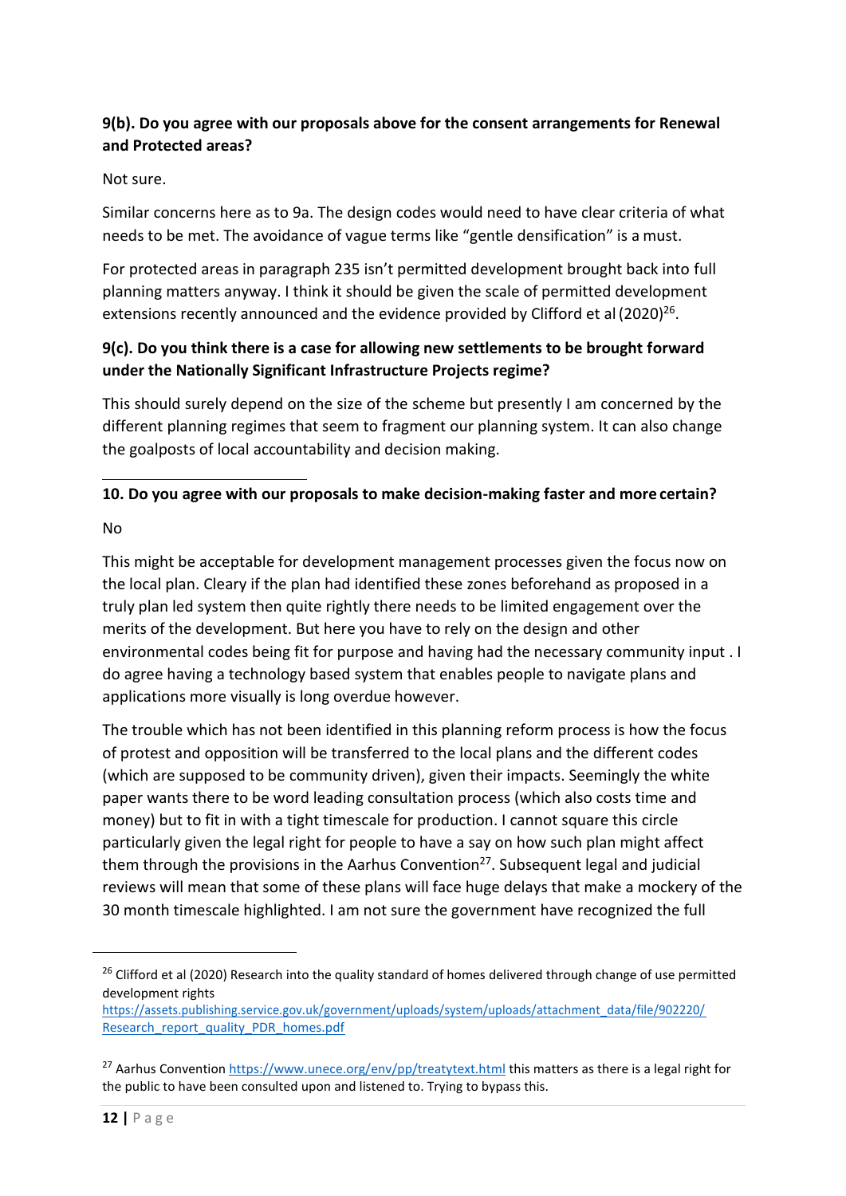**9(b). Do you agree with our proposals above for the consent arrangements for Renewal and Protected areas?**

Not sure.

Similar concerns here as to 9a. The design codes would need to have clear criteria of what needs to be met. The avoidance of vague terms like "gentle densification" is a must.

For protected areas in paragraph 235 isn't permitted development brought back into full planning matters anyway. I think it should be given the scale of permitted development extensions recently announced and the evidence provided by Clifford et al (2020)[26].

**9(c). Do you think there is a case for allowing new settlements to be brought forward under the Nationally Significant Infrastructure Projects regime?**

This should surely depend on the size of the scheme but presently I am concerned by the different planning regimes that seem to fragment our planning system. It can also change the goalposts of local accountability and decision making.

**10. Do you agree with our proposals to make decision-making faster and more certain?**

No

This might be acceptable for development management processes given the focus now on the local plan. Cleary if the plan had identified these zones beforehand as proposed in a truly plan led system then quite rightly there needs to be limited engagement over the merits of the development. But here you have to rely on the design and other environmental codes being fit for purpose and having had the necessary community input . I do agree having a technology based system that enables people to navigate plans and applications more visually is long overdue however.

The trouble which has not been identified in this planning reform process is how the focus of protest and opposition will be transferred to the local plans and the different codes (which are supposed to be community driven), given their impacts. Seemingly the white paper wants there to be word leading consultation process (which also costs time and money) but to fit in with a tight timescale for production. I cannot square this circle particularly given the legal right for people to have a say on how such plan might affect them through the provisions in the Aarhus Convention[27]. Subsequent legal and judicial reviews will mean that some of these plans will face huge delays that make a mockery of the 30 month timescale highlighted. I am not sure the government have recognized the full

---

[26] Clifford et al (2020) Research into the quality standard of homes delivered through change of use permitted development rights https://assets.publishing.service.gov.uk/government/uploads/system/uploads/attachment_data/file/902220/Research_report_quality_PDR_homes.pdf

[27] Aarhus Convention https://www.unece.org/env/pp/treatytext.html this matters as there is a legal right for the public to have been consulted upon and listened to. Trying to bypass this.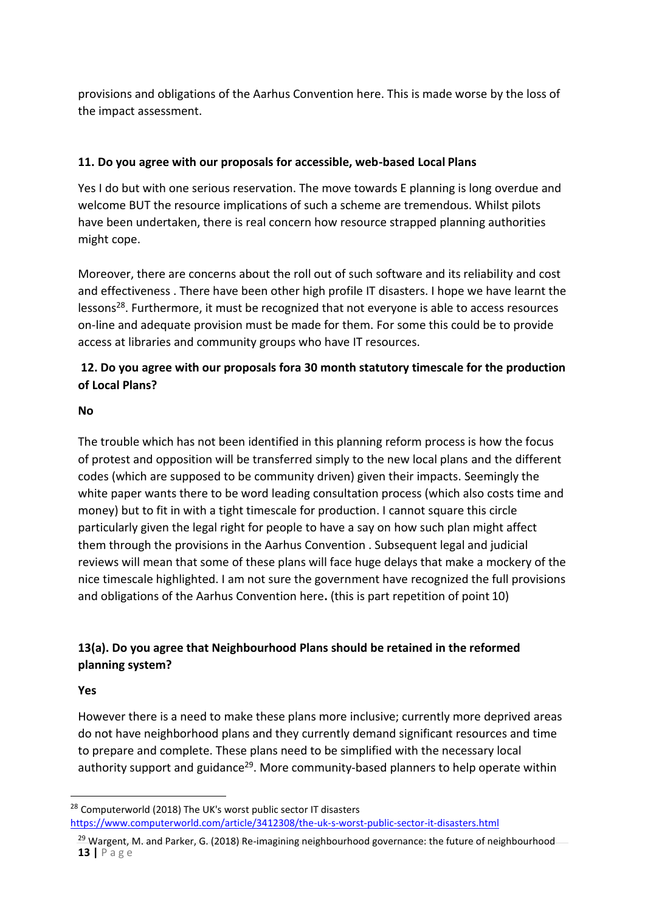provisions and obligations of the Aarhus Convention here. This is made worse by the loss of the impact assessment.

**11. Do you agree with our proposals for accessible, web-based Local Plans**

Yes I do but with one serious reservation. The move towards E planning is long overdue and welcome BUT the resource implications of such a scheme are tremendous. Whilst pilots have been undertaken, there is real concern how resource strapped planning authorities might cope.

Moreover, there are concerns about the roll out of such software and its reliability and cost and effectiveness . There have been other high profile IT disasters. I hope we have learnt the lessons[28]. Furthermore, it must be recognized that not everyone is able to access resources on-line and adequate provision must be made for them. For some this could be to provide access at libraries and community groups who have IT resources.

**12. Do you agree with our proposals fora 30 month statutory timescale for the production of Local Plans?**

**No**

The trouble which has not been identified in this planning reform process is how the focus of protest and opposition will be transferred simply to the new local plans and the different codes (which are supposed to be community driven) given their impacts. Seemingly the white paper wants there to be word leading consultation process (which also costs time and money) but to fit in with a tight timescale for production. I cannot square this circle particularly given the legal right for people to have a say on how such plan might affect them through the provisions in the Aarhus Convention . Subsequent legal and judicial reviews will mean that some of these plans will face huge delays that make a mockery of the nice timescale highlighted. I am not sure the government have recognized the full provisions and obligations of the Aarhus Convention here**.** (this is part repetition of point 10)

**13(a). Do you agree that Neighbourhood Plans should be retained in the reformed planning system?**

**Yes**

However there is a need to make these plans more inclusive; currently more deprived areas do not have neighborhood plans and they currently demand significant resources and time to prepare and complete. These plans need to be simplified with the necessary local authority support and guidance[29]. More community-based planners to help operate within

[28] Computerworld (2018) The UK's worst public sector IT disasters https://www.computerworld.com/article/3412308/the-uk-s-worst-public-sector-it-disasters.html

[29] Wargent, M. and Parker, G. (2018) Re-imagining neighbourhood governance: the future of neighbourhood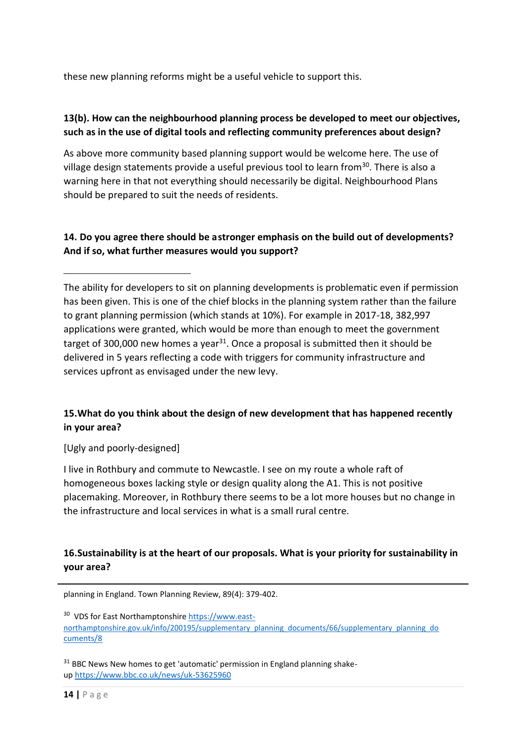these new planning reforms might be a useful vehicle to support this.

**13(b). How can the neighbourhood planning process be developed to meet our objectives, such as in the use of digital tools and reflecting community preferences about design?**

As above more community based planning support would be welcome here. The use of village design statements provide a useful previous tool to learn from[30]. There is also a warning here in that not everything should necessarily be digital. Neighbourhood Plans should be prepared to suit the needs of residents.

**14. Do you agree there should be a stronger emphasis on the build out of developments? And if so, what further measures would you support?**

The ability for developers to sit on planning developments is problematic even if permission has been given. This is one of the chief blocks in the planning system rather than the failure to grant planning permission (which stands at 10%). For example in 2017-18, 382,997 applications were granted, which would be more than enough to meet the government target of 300,000 new homes a year[31]. Once a proposal is submitted then it should be delivered in 5 years reflecting a code with triggers for community infrastructure and services upfront as envisaged under the new levy.

**15. What do you think about the design of new development that has happened recently in your area?**

[Ugly and poorly-designed]

I live in Rothbury and commute to Newcastle. I see on my route a whole raft of homogeneous boxes lacking style or design quality along the A1. This is not positive placemaking. Moreover, in Rothbury there seems to be a lot more houses but no change in the infrastructure and local services in what is a small rural centre.

**16. Sustainability is at the heart of our proposals. What is your priority for sustainability in your area?**

---

planning in England. Town Planning Review, 89(4): 379-402.

[30] VDS for East Northamptonshire https://www.east-northamptonshire.gov.uk/info/200195/supplementary_planning_documents/66/supplementary_planning_documents/8

[31] BBC News New homes to get 'automatic' permission in England planning shake-up https://www.bbc.co.uk/news/uk-53625960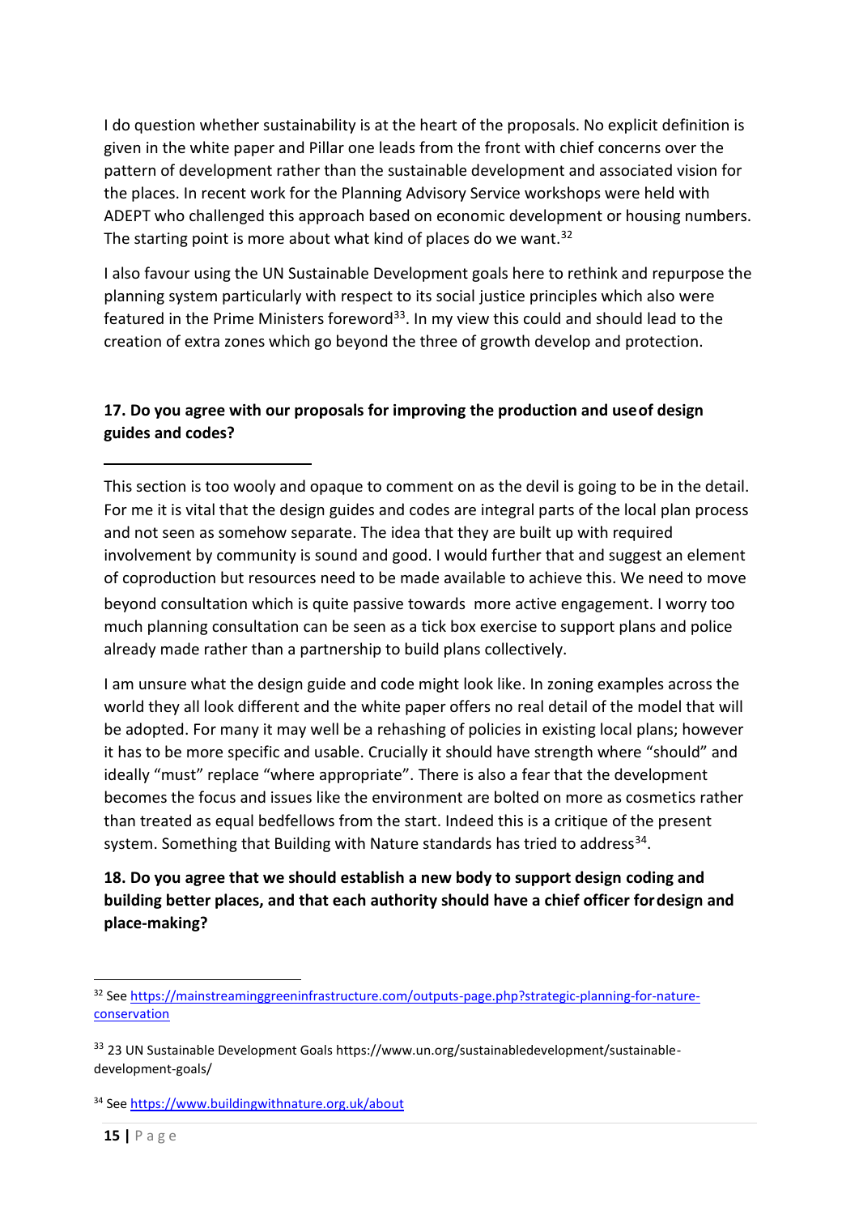I do question whether sustainability is at the heart of the proposals. No explicit definition is given in the white paper and Pillar one leads from the front with chief concerns over the pattern of development rather than the sustainable development and associated vision for the places. In recent work for the Planning Advisory Service workshops were held with ADEPT who challenged this approach based on economic development or housing numbers. The starting point is more about what kind of places do we want.[32]

I also favour using the UN Sustainable Development goals here to rethink and repurpose the planning system particularly with respect to its social justice principles which also were featured in the Prime Ministers foreword[33]. In my view this could and should lead to the creation of extra zones which go beyond the three of growth develop and protection.

**17. Do you agree with our proposals for improving the production and useof design guides and codes?**

This section is too wooly and opaque to comment on as the devil is going to be in the detail. For me it is vital that the design guides and codes are integral parts of the local plan process and not seen as somehow separate. The idea that they are built up with required involvement by community is sound and good. I would further that and suggest an element of coproduction but resources need to be made available to achieve this. We need to move beyond consultation which is quite passive towards more active engagement. I worry too much planning consultation can be seen as a tick box exercise to support plans and police already made rather than a partnership to build plans collectively.

I am unsure what the design guide and code might look like. In zoning examples across the world they all look different and the white paper offers no real detail of the model that will be adopted. For many it may well be a rehashing of policies in existing local plans; however it has to be more specific and usable. Crucially it should have strength where "should" and ideally "must" replace "where appropriate". There is also a fear that the development becomes the focus and issues like the environment are bolted on more as cosmetics rather than treated as equal bedfellows from the start. Indeed this is a critique of the present system. Something that Building with Nature standards has tried to address[34].

**18. Do you agree that we should establish a new body to support design coding and building better places, and that each authority should have a chief officer fordesign and place-making?**

---

[32] See https://mainstreaminggreeninfrastructure.com/outputs-page.php?strategic-planning-for-nature-conservation

[33] 23 UN Sustainable Development Goals https://www.un.org/sustainabledevelopment/sustainable-development-goals/

[34] See https://www.buildingwithnature.org.uk/about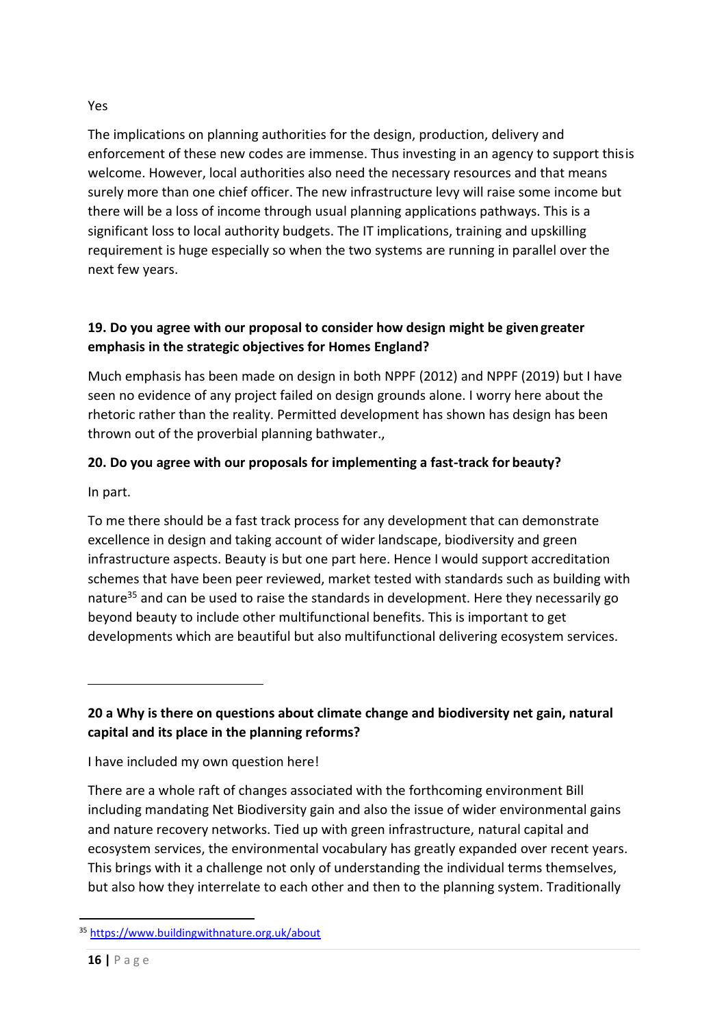Yes

The implications on planning authorities for the design, production, delivery and enforcement of these new codes are immense. Thus investing in an agency to support thisis welcome. However, local authorities also need the necessary resources and that means surely more than one chief officer. The new infrastructure levy will raise some income but there will be a loss of income through usual planning applications pathways. This is a significant loss to local authority budgets. The IT implications, training and upskilling requirement is huge especially so when the two systems are running in parallel over the next few years.

**19. Do you agree with our proposal to consider how design might be given greater emphasis in the strategic objectives for Homes England?**

Much emphasis has been made on design in both NPPF (2012) and NPPF (2019) but I have seen no evidence of any project failed on design grounds alone. I worry here about the rhetoric rather than the reality. Permitted development has shown has design has been thrown out of the proverbial planning bathwater.,

**20. Do you agree with our proposals for implementing a fast-track for beauty?**

In part.

To me there should be a fast track process for any development that can demonstrate excellence in design and taking account of wider landscape, biodiversity and green infrastructure aspects. Beauty is but one part here. Hence I would support accreditation schemes that have been peer reviewed, market tested with standards such as building with nature[35] and can be used to raise the standards in development. Here they necessarily go beyond beauty to include other multifunctional benefits. This is important to get developments which are beautiful but also multifunctional delivering ecosystem services.

**20 a Why is there on questions about climate change and biodiversity net gain, natural capital and its place in the planning reforms?**

I have included my own question here!

There are a whole raft of changes associated with the forthcoming environment Bill including mandating Net Biodiversity gain and also the issue of wider environmental gains and nature recovery networks. Tied up with green infrastructure, natural capital and ecosystem services, the environmental vocabulary has greatly expanded over recent years. This brings with it a challenge not only of understanding the individual terms themselves, but also how they interrelate to each other and then to the planning system. Traditionally

---

[35] https://www.buildingwithnature.org.uk/about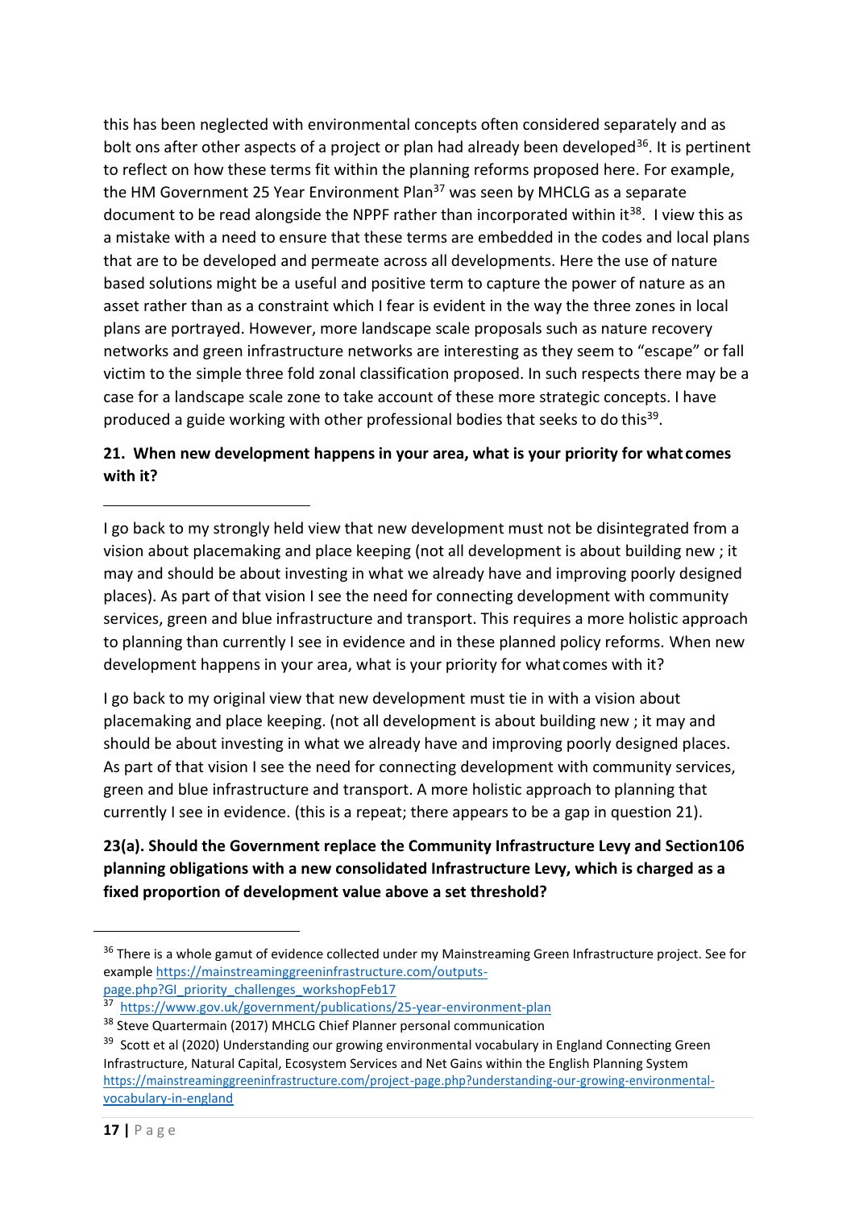this has been neglected with environmental concepts often considered separately and as bolt ons after other aspects of a project or plan had already been developed[36]. It is pertinent to reflect on how these terms fit within the planning reforms proposed here. For example, the HM Government 25 Year Environment Plan[37] was seen by MHCLG as a separate document to be read alongside the NPPF rather than incorporated within it[38]. I view this as a mistake with a need to ensure that these terms are embedded in the codes and local plans that are to be developed and permeate across all developments. Here the use of nature based solutions might be a useful and positive term to capture the power of nature as an asset rather than as a constraint which I fear is evident in the way the three zones in local plans are portrayed. However, more landscape scale proposals such as nature recovery networks and green infrastructure networks are interesting as they seem to "escape" or fall victim to the simple three fold zonal classification proposed. In such respects there may be a case for a landscape scale zone to take account of these more strategic concepts. I have produced a guide working with other professional bodies that seeks to do this[39].

**21. When new development happens in your area, what is your priority for what comes with it?**

I go back to my strongly held view that new development must not be disintegrated from a vision about placemaking and place keeping (not all development is about building new ; it may and should be about investing in what we already have and improving poorly designed places). As part of that vision I see the need for connecting development with community services, green and blue infrastructure and transport. This requires a more holistic approach to planning than currently I see in evidence and in these planned policy reforms. When new development happens in your area, what is your priority for what comes with it?

I go back to my original view that new development must tie in with a vision about placemaking and place keeping. (not all development is about building new ; it may and should be about investing in what we already have and improving poorly designed places. As part of that vision I see the need for connecting development with community services, green and blue infrastructure and transport. A more holistic approach to planning that currently I see in evidence. (this is a repeat; there appears to be a gap in question 21).

**23(a). Should the Government replace the Community Infrastructure Levy and Section106 planning obligations with a new consolidated Infrastructure Levy, which is charged as a fixed proportion of development value above a set threshold?**

---

[36] There is a whole gamut of evidence collected under my Mainstreaming Green Infrastructure project. See for example https://mainstreaminggreeninfrastructure.com/outputs-page.php?GI_priority_challenges_workshopFeb17

[37] https://www.gov.uk/government/publications/25-year-environment-plan

[38] Steve Quartermain (2017) MHCLG Chief Planner personal communication

[39] Scott et al (2020) Understanding our growing environmental vocabulary in England Connecting Green Infrastructure, Natural Capital, Ecosystem Services and Net Gains within the English Planning System https://mainstreaminggreeninfrastructure.com/project-page.php?understanding-our-growing-environmental-vocabulary-in-england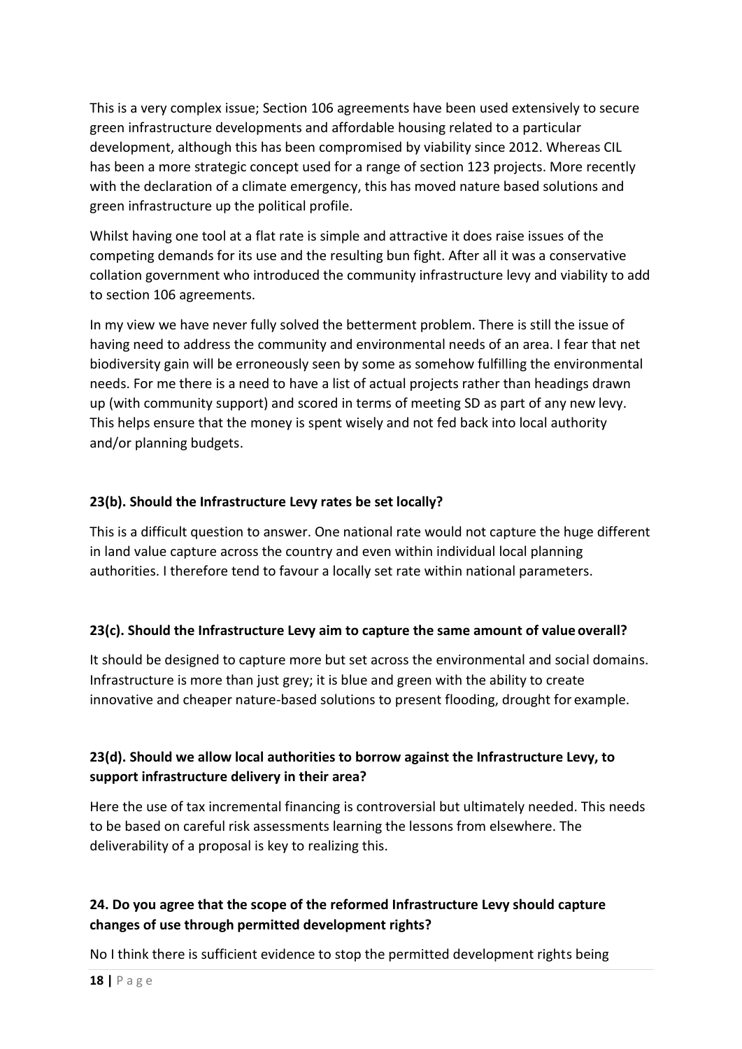This is a very complex issue; Section 106 agreements have been used extensively to secure green infrastructure developments and affordable housing related to a particular development, although this has been compromised by viability since 2012. Whereas CIL has been a more strategic concept used for a range of section 123 projects. More recently with the declaration of a climate emergency, this has moved nature based solutions and green infrastructure up the political profile.

Whilst having one tool at a flat rate is simple and attractive it does raise issues of the competing demands for its use and the resulting bun fight. After all it was a conservative collation government who introduced the community infrastructure levy and viability to add to section 106 agreements.

In my view we have never fully solved the betterment problem. There is still the issue of having need to address the community and environmental needs of an area. I fear that net biodiversity gain will be erroneously seen by some as somehow fulfilling the environmental needs. For me there is a need to have a list of actual projects rather than headings drawn up (with community support) and scored in terms of meeting SD as part of any new levy. This helps ensure that the money is spent wisely and not fed back into local authority and/or planning budgets.

**23(b). Should the Infrastructure Levy rates be set locally?**

This is a difficult question to answer. One national rate would not capture the huge different in land value capture across the country and even within individual local planning authorities. I therefore tend to favour a locally set rate within national parameters.

**23(c). Should the Infrastructure Levy aim to capture the same amount of value overall?**

It should be designed to capture more but set across the environmental and social domains. Infrastructure is more than just grey; it is blue and green with the ability to create innovative and cheaper nature-based solutions to present flooding, drought for example.

**23(d). Should we allow local authorities to borrow against the Infrastructure Levy, to support infrastructure delivery in their area?**

Here the use of tax incremental financing is controversial but ultimately needed. This needs to be based on careful risk assessments learning the lessons from elsewhere. The deliverability of a proposal is key to realizing this.

**24. Do you agree that the scope of the reformed Infrastructure Levy should capture changes of use through permitted development rights?**

No I think there is sufficient evidence to stop the permitted development rights being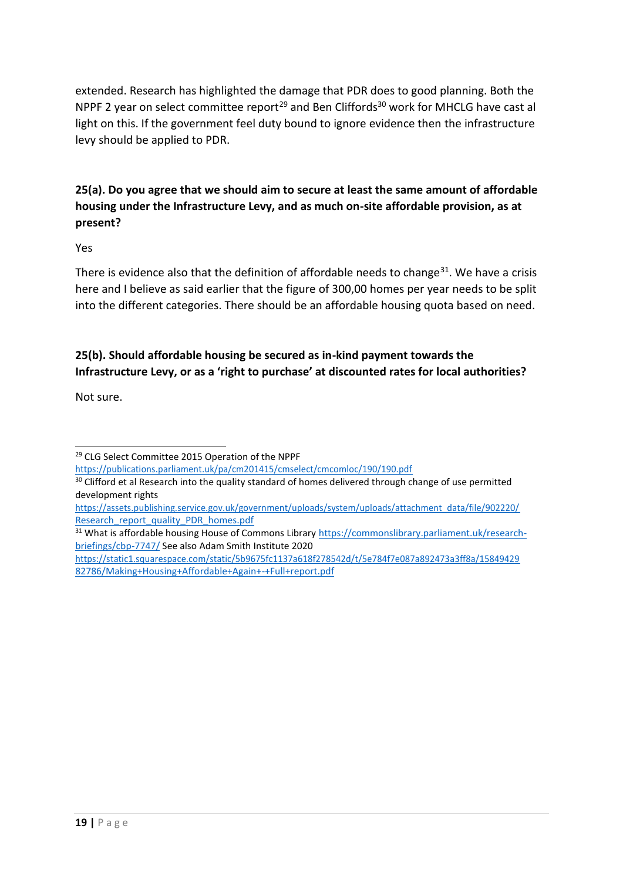extended. Research has highlighted the damage that PDR does to good planning. Both the NPPF 2 year on select committee report[29] and Ben Cliffords[30] work for MHCLG have cast al light on this. If the government feel duty bound to ignore evidence then the infrastructure levy should be applied to PDR.

**25(a). Do you agree that we should aim to secure at least the same amount of affordable housing under the Infrastructure Levy, and as much on-site affordable provision, as at present?**

Yes

There is evidence also that the definition of affordable needs to change[31]. We have a crisis here and I believe as said earlier that the figure of 300,00 homes per year needs to be split into the different categories. There should be an affordable housing quota based on need.

**25(b). Should affordable housing be secured as in-kind payment towards the Infrastructure Levy, or as a 'right to purchase' at discounted rates for local authorities?**

Not sure.

---

[29] CLG Select Committee 2015 Operation of the NPPF https://publications.parliament.uk/pa/cm201415/cmselect/cmcomloc/190/190.pdf

[30] Clifford et al Research into the quality standard of homes delivered through change of use permitted development rights https://assets.publishing.service.gov.uk/government/uploads/system/uploads/attachment_data/file/902220/Research_report_quality_PDR_homes.pdf

[31] What is affordable housing House of Commons Library https://commonslibrary.parliament.uk/research-briefings/cbp-7747/ See also Adam Smith Institute 2020 https://static1.squarespace.com/static/5b9675fc1137a618f278542d/t/5e784f7e087a892473a3ff8a/1584942982786/Making+Housing+Affordable+Again+-+Full+report.pdf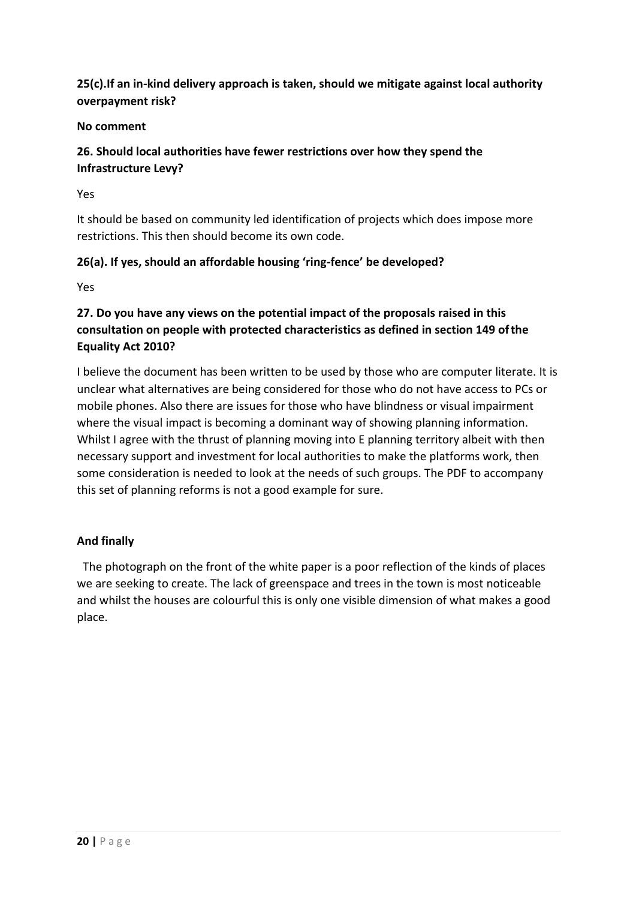**25(c).If an in-kind delivery approach is taken, should we mitigate against local authority overpayment risk?**

**No comment**

**26. Should local authorities have fewer restrictions over how they spend the Infrastructure Levy?**

Yes

It should be based on community led identification of projects which does impose more restrictions. This then should become its own code.

**26(a). If yes, should an affordable housing 'ring-fence' be developed?**

Yes

**27. Do you have any views on the potential impact of the proposals raised in this consultation on people with protected characteristics as defined in section 149 of the Equality Act 2010?**

I believe the document has been written to be used by those who are computer literate. It is unclear what alternatives are being considered for those who do not have access to PCs or mobile phones. Also there are issues for those who have blindness or visual impairment where the visual impact is becoming a dominant way of showing planning information. Whilst I agree with the thrust of planning moving into E planning territory albeit with then necessary support and investment for local authorities to make the platforms work, then some consideration is needed to look at the needs of such groups. The PDF to accompany this set of planning reforms is not a good example for sure.

**And finally**

The photograph on the front of the white paper is a poor reflection of the kinds of places we are seeking to create. The lack of greenspace and trees in the town is most noticeable and whilst the houses are colourful this is only one visible dimension of what makes a good place.